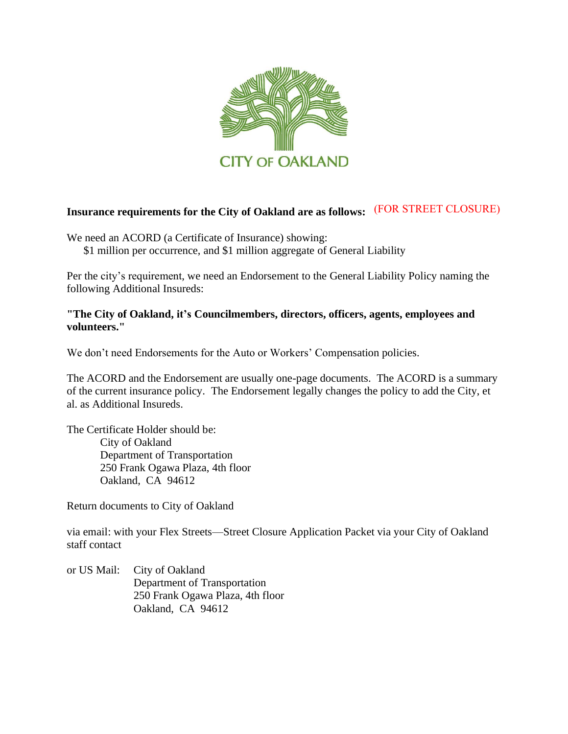CITY OF OAKLAND

**Insurance requirements for the City of Oakland are as follows:** (FOR STREET CLOSURE)

We need an ACORD (a Certificate of Insurance) showing:
$1 million per occurrence, and $1 million aggregate of General Liability

Per the city's requirement, we need an Endorsement to the General Liability Policy naming the following Additional Insureds:

**"The City of Oakland, it's Councilmembers, directors, officers, agents, employees and volunteers."**

We don't need Endorsements for the Auto or Workers' Compensation policies.

The ACORD and the Endorsement are usually one-page documents. The ACORD is a summary of the current insurance policy. The Endorsement legally changes the policy to add the City, et al. as Additional Insureds.

The Certificate Holder should be:

City of Oakland
Department of Transportation
250 Frank Ogawa Plaza, 4th floor
Oakland, CA 94612

Return documents to City of Oakland

via email: with your Flex Streets—Street Closure Application Packet via your City of Oakland staff contact

or US Mail: City of Oakland
Department of Transportation
250 Frank Ogawa Plaza, 4th floor
Oakland, CA 94612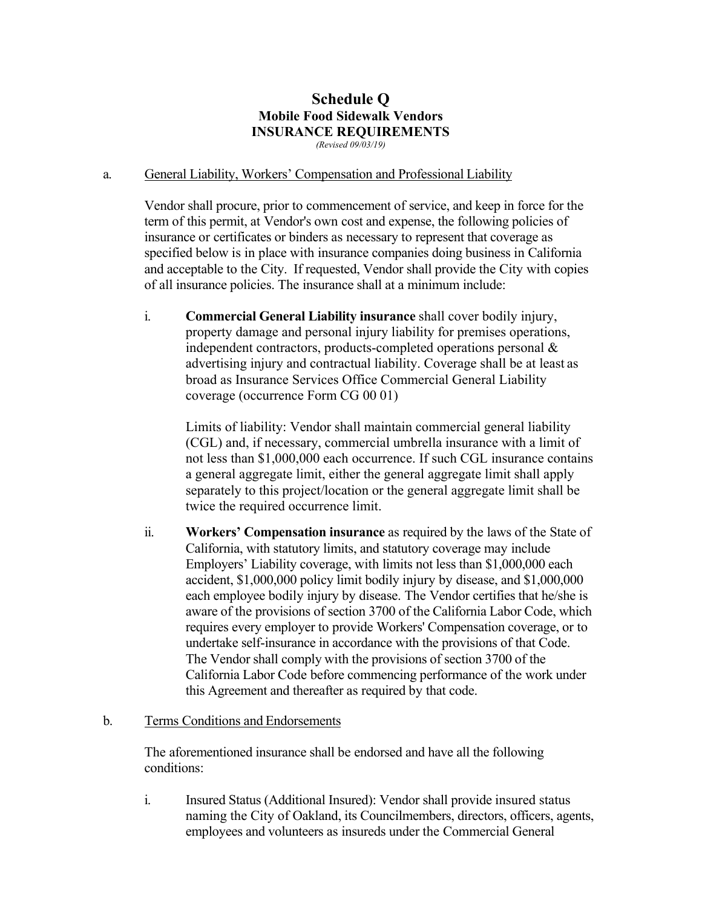# Schedule Q

## Mobile Food Sidewalk Vendors

## INSURANCE REQUIREMENTS

*(Revised 09/03/19)*

a. General Liability, Workers' Compensation and Professional Liability

Vendor shall procure, prior to commencement of service, and keep in force for the term of this permit, at Vendor's own cost and expense, the following policies of insurance or certificates or binders as necessary to represent that coverage as specified below is in place with insurance companies doing business in California and acceptable to the City. If requested, Vendor shall provide the City with copies of all insurance policies. The insurance shall at a minimum include:

i. **Commercial General Liability insurance** shall cover bodily injury, property damage and personal injury liability for premises operations, independent contractors, products-completed operations personal & advertising injury and contractual liability. Coverage shall be at least as broad as Insurance Services Office Commercial General Liability coverage (occurrence Form CG 00 01)

Limits of liability: Vendor shall maintain commercial general liability (CGL) and, if necessary, commercial umbrella insurance with a limit of not less than $1,000,000 each occurrence. If such CGL insurance contains a general aggregate limit, either the general aggregate limit shall apply separately to this project/location or the general aggregate limit shall be twice the required occurrence limit.

ii. **Workers' Compensation insurance** as required by the laws of the State of California, with statutory limits, and statutory coverage may include Employers' Liability coverage, with limits not less than $1,000,000 each accident, $1,000,000 policy limit bodily injury by disease, and $1,000,000 each employee bodily injury by disease. The Vendor certifies that he/she is aware of the provisions of section 3700 of the California Labor Code, which requires every employer to provide Workers' Compensation coverage, or to undertake self-insurance in accordance with the provisions of that Code. The Vendor shall comply with the provisions of section 3700 of the California Labor Code before commencing performance of the work under this Agreement and thereafter as required by that code.

b. Terms Conditions and Endorsements

The aforementioned insurance shall be endorsed and have all the following conditions:

i. Insured Status (Additional Insured): Vendor shall provide insured status naming the City of Oakland, its Councilmembers, directors, officers, agents, employees and volunteers as insureds under the Commercial General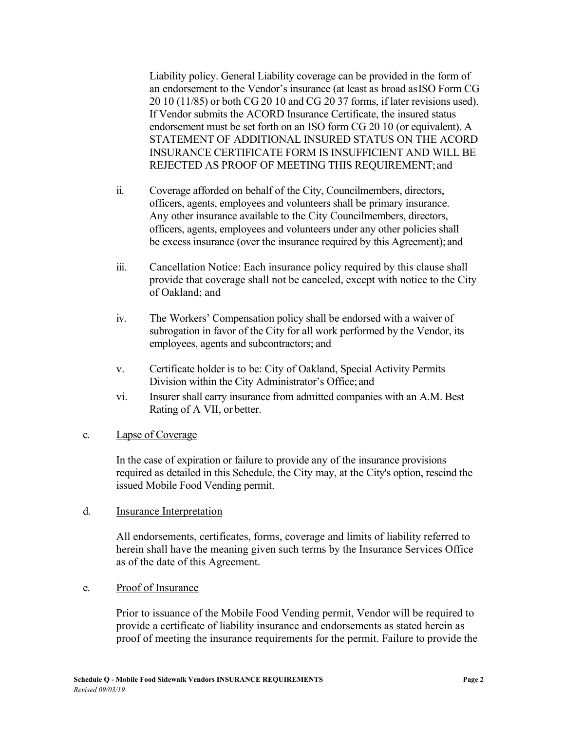Liability policy. General Liability coverage can be provided in the form of an endorsement to the Vendor's insurance (at least as broad as ISO Form CG 20 10 (11/85) or both CG 20 10 and CG 20 37 forms, if later revisions used). If Vendor submits the ACORD Insurance Certificate, the insured status endorsement must be set forth on an ISO form CG 20 10 (or equivalent). A STATEMENT OF ADDITIONAL INSURED STATUS ON THE ACORD INSURANCE CERTIFICATE FORM IS INSUFFICIENT AND WILL BE REJECTED AS PROOF OF MEETING THIS REQUIREMENT; and

ii. Coverage afforded on behalf of the City, Councilmembers, directors, officers, agents, employees and volunteers shall be primary insurance. Any other insurance available to the City Councilmembers, directors, officers, agents, employees and volunteers under any other policies shall be excess insurance (over the insurance required by this Agreement); and

iii. Cancellation Notice: Each insurance policy required by this clause shall provide that coverage shall not be canceled, except with notice to the City of Oakland; and

iv. The Workers' Compensation policy shall be endorsed with a waiver of subrogation in favor of the City for all work performed by the Vendor, its employees, agents and subcontractors; and

v. Certificate holder is to be: City of Oakland, Special Activity Permits Division within the City Administrator's Office; and

vi. Insurer shall carry insurance from admitted companies with an A.M. Best Rating of A VII, or better.

c. Lapse of Coverage

In the case of expiration or failure to provide any of the insurance provisions required as detailed in this Schedule, the City may, at the City's option, rescind the issued Mobile Food Vending permit.

d. Insurance Interpretation

All endorsements, certificates, forms, coverage and limits of liability referred to herein shall have the meaning given such terms by the Insurance Services Office as of the date of this Agreement.

e. Proof of Insurance

Prior to issuance of the Mobile Food Vending permit, Vendor will be required to provide a certificate of liability insurance and endorsements as stated herein as proof of meeting the insurance requirements for the permit. Failure to provide the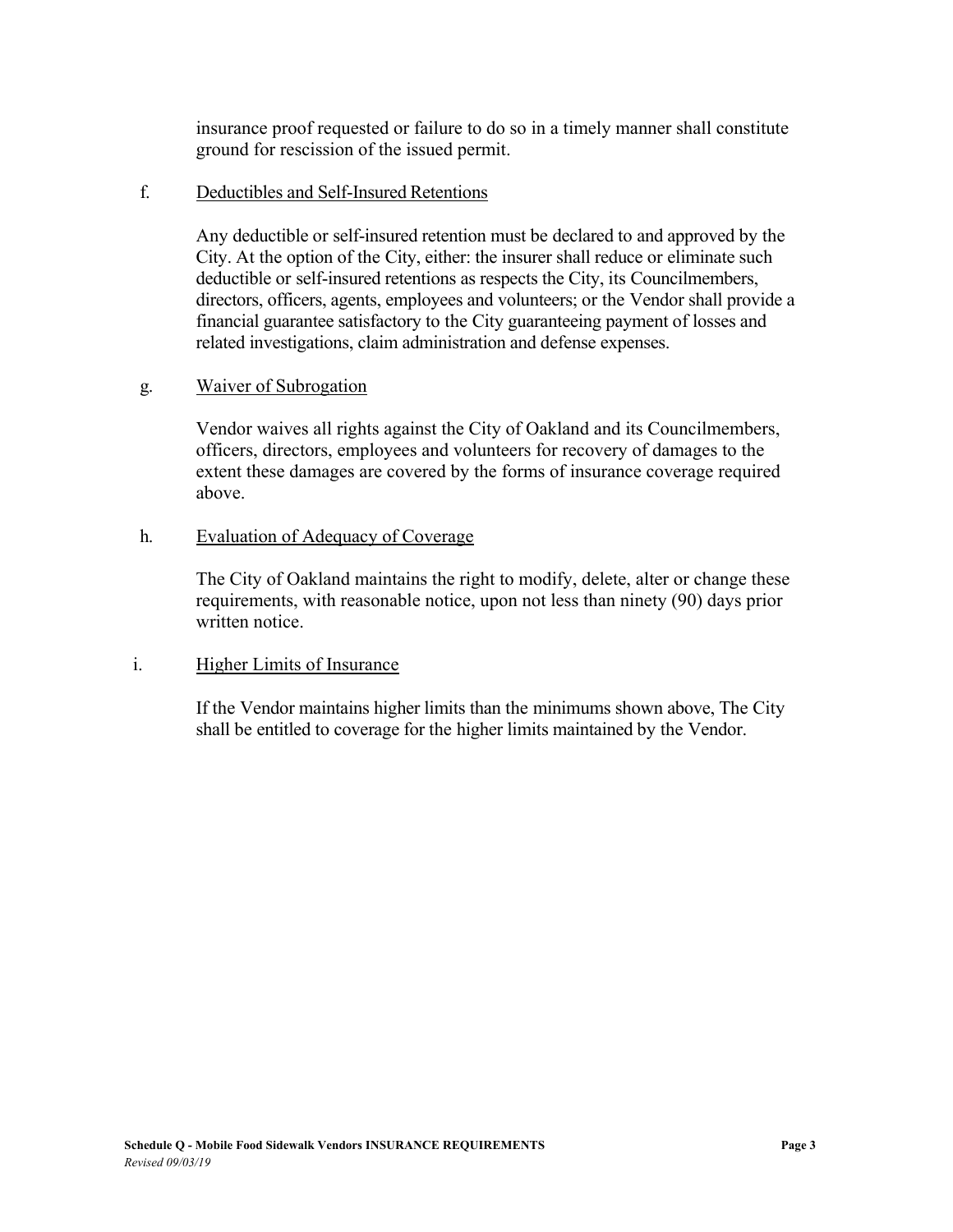insurance proof requested or failure to do so in a timely manner shall constitute ground for rescission of the issued permit.

f. <u>Deductibles and Self-Insured Retentions</u>

Any deductible or self-insured retention must be declared to and approved by the City. At the option of the City, either: the insurer shall reduce or eliminate such deductible or self-insured retentions as respects the City, its Councilmembers, directors, officers, agents, employees and volunteers; or the Vendor shall provide a financial guarantee satisfactory to the City guaranteeing payment of losses and related investigations, claim administration and defense expenses.

g. <u>Waiver of Subrogation</u>

Vendor waives all rights against the City of Oakland and its Councilmembers, officers, directors, employees and volunteers for recovery of damages to the extent these damages are covered by the forms of insurance coverage required above.

h. <u>Evaluation of Adequacy of Coverage</u>

The City of Oakland maintains the right to modify, delete, alter or change these requirements, with reasonable notice, upon not less than ninety (90) days prior written notice.

i. <u>Higher Limits of Insurance</u>

If the Vendor maintains higher limits than the minimums shown above, The City shall be entitled to coverage for the higher limits maintained by the Vendor.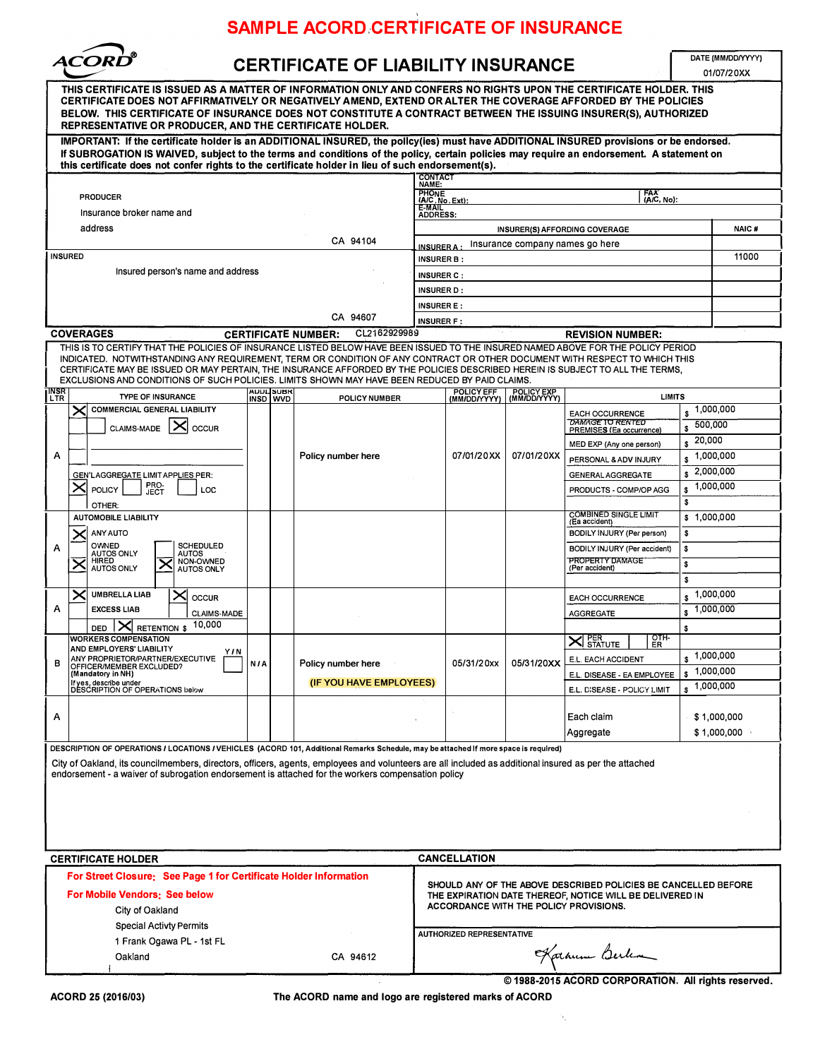# SAMPLE ACORD CERTIFICATE OF INSURANCE

**ACORD®**

## CERTIFICATE OF LIABILITY INSURANCE

DATE (MM/DD/YYYY): 01/07/20XX

**THIS CERTIFICATE IS ISSUED AS A MATTER OF INFORMATION ONLY AND CONFERS NO RIGHTS UPON THE CERTIFICATE HOLDER. THIS CERTIFICATE DOES NOT AFFIRMATIVELY OR NEGATIVELY AMEND, EXTEND OR ALTER THE COVERAGE AFFORDED BY THE POLICIES BELOW. THIS CERTIFICATE OF INSURANCE DOES NOT CONSTITUTE A CONTRACT BETWEEN THE ISSUING INSURER(S), AUTHORIZED REPRESENTATIVE OR PRODUCER, AND THE CERTIFICATE HOLDER.**

**IMPORTANT: If the certificate holder is an ADDITIONAL INSURED, the policy(ies) must have ADDITIONAL INSURED provisions or be endorsed. If SUBROGATION IS WAIVED, subject to the terms and conditions of the policy, certain policies may require an endorsement. A statement on this certificate does not confer rights to the certificate holder in lieu of such endorsement(s).**

| PRODUCER | CONTACT NAME: | |
|---|---|---|
| Insurance broker name and address CA 94104 | PHONE (A/C, No, Ext): | FAX (A/C, No): |
| | E-MAIL ADDRESS: | |
| | INSURER(S) AFFORDING COVERAGE | NAIC # |
| | INSURER A : Insurance company names go here | |
| INSURED | INSURER B : | 11000 |
| Insured person's name and address | INSURER C : | |
| | INSURER D : | |
| | INSURER E : | |
| CA 94607 | INSURER F : | |

**COVERAGES** **CERTIFICATE NUMBER:** CL2162929989 **REVISION NUMBER:**

THIS IS TO CERTIFY THAT THE POLICIES OF INSURANCE LISTED BELOW HAVE BEEN ISSUED TO THE INSURED NAMED ABOVE FOR THE POLICY PERIOD INDICATED. NOTWITHSTANDING ANY REQUIREMENT, TERM OR CONDITION OF ANY CONTRACT OR OTHER DOCUMENT WITH RESPECT TO WHICH THIS CERTIFICATE MAY BE ISSUED OR MAY PERTAIN, THE INSURANCE AFFORDED BY THE POLICIES DESCRIBED HEREIN IS SUBJECT TO ALL THE TERMS, EXCLUSIONS AND CONDITIONS OF SUCH POLICIES. LIMITS SHOWN MAY HAVE BEEN REDUCED BY PAID CLAIMS.

| INSR LTR | TYPE OF INSURANCE | ADDL INSD | SUBR WVD | POLICY NUMBER | POLICY EFF (MM/DD/YYYY) | POLICY EXP (MM/DD/YYYY) | LIMITS | |
|---|---|---|---|---|---|---|---|---|
| A | [X] COMMERCIAL GENERAL LIABILITY; [ ] CLAIMS-MADE [X] OCCUR; GEN'L AGGREGATE LIMIT APPLIES PER: [X] POLICY [ ] PRO-JECT [ ] LOC; OTHER: | | | Policy number here | 07/01/20XX | 07/01/20XX | EACH OCCURRENCE | $ 1,000,000 |
| | | | | | | | DAMAGE TO RENTED PREMISES (Ea occurrence) | $ 500,000 |
| | | | | | | | MED EXP (Any one person) | $ 20,000 |
| | | | | | | | PERSONAL & ADV INJURY | $ 1,000,000 |
| | | | | | | | GENERAL AGGREGATE | $ 2,000,000 |
| | | | | | | | PRODUCTS - COMP/OP AGG | $ 1,000,000 |
| | | | | | | | | $ |
| A | AUTOMOBILE LIABILITY; [X] ANY AUTO; [ ] OWNED AUTOS ONLY [ ] SCHEDULED AUTOS; [X] HIRED AUTOS ONLY [X] NON-OWNED AUTOS ONLY | | | | | | COMBINED SINGLE LIMIT (Ea accident) | $ 1,000,000 |
| | | | | | | | BODILY INJURY (Per person) | $ |
| | | | | | | | BODILY INJURY (Per accident) | $ |
| | | | | | | | PROPERTY DAMAGE (Per accident) | $ |
| | | | | | | | | $ |
| A | [X] UMBRELLA LIAB [X] OCCUR; EXCESS LIAB CLAIMS-MADE; DED [X] RETENTION $ 10,000 | | | | | | EACH OCCURRENCE | $ 1,000,000 |
| | | | | | | | AGGREGATE | $ 1,000,000 |
| | | | | | | | | $ |
| B | WORKERS COMPENSATION AND EMPLOYERS' LIABILITY Y/N; ANY PROPRIETOR/PARTNER/EXECUTIVE OFFICER/MEMBER EXCLUDED? (Mandatory in NH) [ ]; If yes, describe under DESCRIPTION OF OPERATIONS below | N/A | | Policy number here (IF YOU HAVE EMPLOYEES) | 05/31/20xx | 05/31/20XX | [X] PER STATUTE [ ] OTH-ER | |
| | | | | | | | E.L. EACH ACCIDENT | $ 1,000,000 |
| | | | | | | | E.L. DISEASE - EA EMPLOYEE | $ 1,000,000 |
| | | | | | | | E.L. DISEASE - POLICY LIMIT | $ 1,000,000 |
| A | | | | | | | Each claim | $ 1,000,000 |
| | | | | | | | Aggregate | $ 1,000,000 |

**DESCRIPTION OF OPERATIONS / LOCATIONS / VEHICLES** (ACORD 101, Additional Remarks Schedule, may be attached if more space is required)

City of Oakland, its councilmembers, directors, officers, agents, employees and volunteers are all included as additional insured as per the attached endorsement - a waiver of subrogation endorsement is attached for the workers compensation policy

| CERTIFICATE HOLDER | CANCELLATION |
|---|---|
| **For Street Closure: See Page 1 for Certificate Holder Information**<br>**For Mobile Vendors: See below**<br>City of Oakland<br>Special Activty Permits<br>1 Frank Ogawa PL - 1st FL<br>Oakland CA 94612 | SHOULD ANY OF THE ABOVE DESCRIBED POLICIES BE CANCELLED BEFORE THE EXPIRATION DATE THEREOF, NOTICE WILL BE DELIVERED IN ACCORDANCE WITH THE POLICY PROVISIONS.<br><br>AUTHORIZED REPRESENTATIVE<br>Katherine Berlin |

© 1988-2015 ACORD CORPORATION. All rights reserved.

ACORD 25 (2016/03) The ACORD name and logo are registered marks of ACORD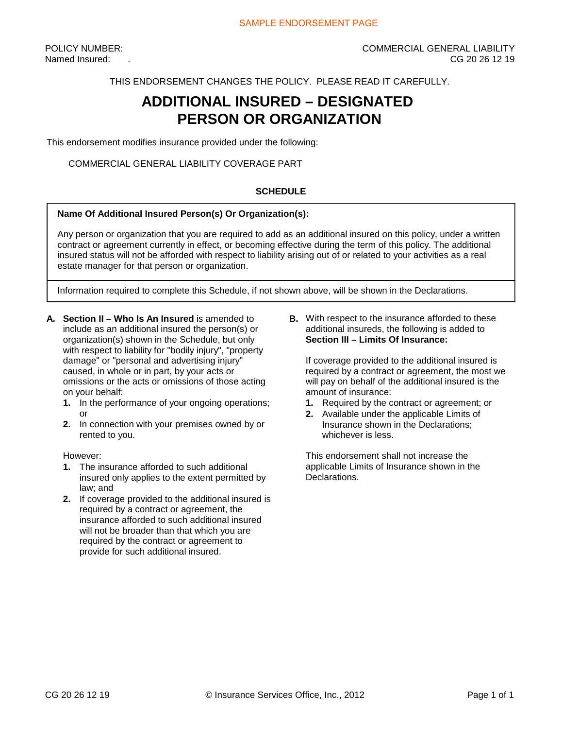SAMPLE ENDORSEMENT PAGE

POLICY NUMBER: COMMERCIAL GENERAL LIABILITY
Named Insured: . CG 20 26 12 19

THIS ENDORSEMENT CHANGES THE POLICY. PLEASE READ IT CAREFULLY.

# ADDITIONAL INSURED – DESIGNATED PERSON OR ORGANIZATION

This endorsement modifies insurance provided under the following:

COMMERCIAL GENERAL LIABILITY COVERAGE PART

## SCHEDULE

| |
|---|
| **Name Of Additional Insured Person(s) Or Organization(s):**<br><br>Any person or organization that you are required to add as an additional insured on this policy, under a written contract or agreement currently in effect, or becoming effective during the term of this policy. The additional insured status will not be afforded with respect to liability arising out of or related to your activities as a real estate manager for that person or organization. |
| Information required to complete this Schedule, if not shown above, will be shown in the Declarations. |

**A.** **Section II – Who Is An Insured** is amended to include as an additional insured the person(s) or organization(s) shown in the Schedule, but only with respect to liability for "bodily injury", "property damage" or "personal and advertising injury" caused, in whole or in part, by your acts or omissions or the acts or omissions of those acting on your behalf:

1. In the performance of your ongoing operations; or
2. In connection with your premises owned by or rented to you.

However:

1. The insurance afforded to such additional insured only applies to the extent permitted by law; and
2. If coverage provided to the additional insured is required by a contract or agreement, the insurance afforded to such additional insured will not be broader than that which you are required by the contract or agreement to provide for such additional insured.

**B.** With respect to the insurance afforded to these additional insureds, the following is added to **Section III – Limits Of Insurance:**

If coverage provided to the additional insured is required by a contract or agreement, the most we will pay on behalf of the additional insured is the amount of insurance:

1. Required by the contract or agreement; or
2. Available under the applicable Limits of Insurance shown in the Declarations;

whichever is less.

This endorsement shall not increase the applicable Limits of Insurance shown in the Declarations.

CG 20 26 12 19 © Insurance Services Office, Inc., 2012